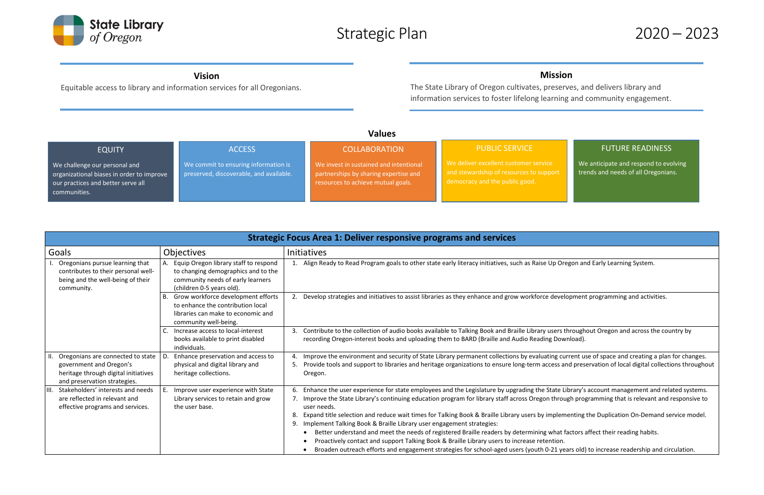# State Library of Oregon

# Strategic Plan 2020 – 2023

## Vision

Equitable access to library and information services for all Oregonians.

## Mission

The State Library of Oregon cultivates, preserves, and delivers library and information services to foster lifelong learning and community engagement.

## Values

| EQUITY | ACCESS | COLLABORATION | PUBLIC SERVICE | FUTURE READINESS |
|---|---|---|---|---|
| We challenge our personal and organizational biases in order to improve our practices and better serve all communities. | We commit to ensuring information is preserved, discoverable, and available. | We invest in sustained and intentional partnerships by sharing expertise and resources to achieve mutual goals. | We deliver excellent customer service and stewardship of resources to support democracy and the public good. | We anticipate and respond to evolving trends and needs of all Oregonians. |

## Strategic Focus Area 1: Deliver responsive programs and services

| Goals | Objectives | Initiatives |
|---|---|---|
| I. Oregonians pursue learning that contributes to their personal well-being and the well-being of their community. | A. Equip Oregon library staff to respond to changing demographics and to the community needs of early learners (children 0-5 years old). | 1. Align Ready to Read Program goals to other state early literacy initiatives, such as Raise Up Oregon and Early Learning System. |
| | B. Grow workforce development efforts to enhance the contribution local libraries can make to economic and community well-being. | 2. Develop strategies and initiatives to assist libraries as they enhance and grow workforce development programming and activities. |
| | C. Increase access to local-interest books available to print disabled individuals. | 3. Contribute to the collection of audio books available to Talking Book and Braille Library users throughout Oregon and across the country by recording Oregon-interest books and uploading them to BARD (Braille and Audio Reading Download). |
| II. Oregonians are connected to state government and Oregon's heritage through digital initiatives and preservation strategies. | D. Enhance preservation and access to physical and digital library and heritage collections. | 4. Improve the environment and security of State Library permanent collections by evaluating current use of space and creating a plan for changes.<br>5. Provide tools and support to libraries and heritage organizations to ensure long-term access and preservation of local digital collections throughout Oregon. |
| III. Stakeholders' interests and needs are reflected in relevant and effective programs and services. | E. Improve user experience with State Library services to retain and grow the user base. | 6. Enhance the user experience for state employees and the Legislature by upgrading the State Library's account management and related systems.<br>7. Improve the State Library's continuing education program for library staff across Oregon through programming that is relevant and responsive to user needs.<br>8. Expand title selection and reduce wait times for Talking Book & Braille Library users by implementing the Duplication On-Demand service model.<br>9. Implement Talking Book & Braille Library user engagement strategies:<br>• Better understand and meet the needs of registered Braille readers by determining what factors affect their reading habits.<br>• Proactively contact and support Talking Book & Braille Library users to increase retention.<br>• Broaden outreach efforts and engagement strategies for school-aged users (youth 0-21 years old) to increase readership and circulation. |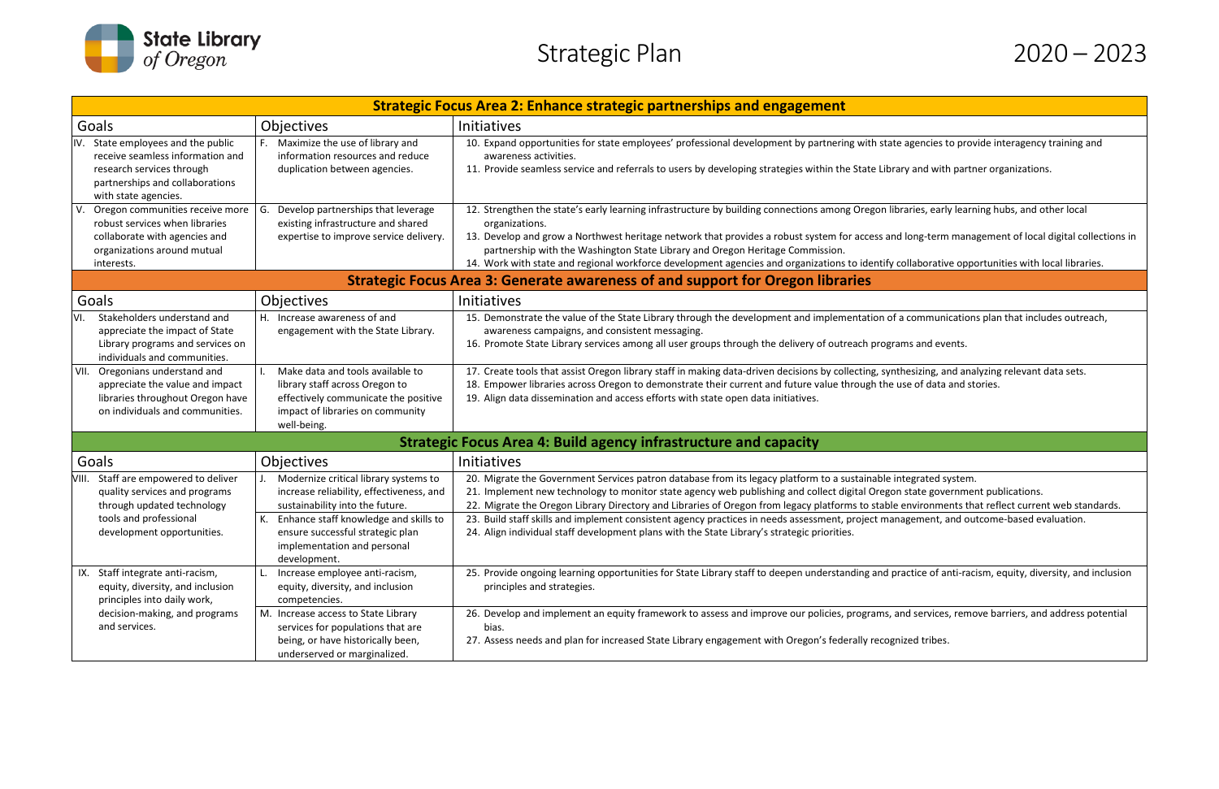# Strategic Plan 2020 – 2023

| Goals | Objectives | Initiatives |
|---|---|---|
| **Strategic Focus Area 2: Enhance strategic partnerships and engagement** | | |
| IV. State employees and the public receive seamless information and research services through partnerships and collaborations with state agencies. | F. Maximize the use of library and information resources and reduce duplication between agencies. | 10. Expand opportunities for state employees' professional development by partnering with state agencies to provide interagency training and awareness activities.<br>11. Provide seamless service and referrals to users by developing strategies within the State Library and with partner organizations. |
| V. Oregon communities receive more robust services when libraries collaborate with agencies and organizations around mutual interests. | G. Develop partnerships that leverage existing infrastructure and shared expertise to improve service delivery. | 12. Strengthen the state's early learning infrastructure by building connections among Oregon libraries, early learning hubs, and other local organizations.<br>13. Develop and grow a Northwest heritage network that provides a robust system for access and long-term management of local digital collections in partnership with the Washington State Library and Oregon Heritage Commission.<br>14. Work with state and regional workforce development agencies and organizations to identify collaborative opportunities with local libraries. |
| **Strategic Focus Area 3: Generate awareness of and support for Oregon libraries** | | |
| **Goals** | **Objectives** | **Initiatives** |
| VI. Stakeholders understand and appreciate the impact of State Library programs and services on individuals and communities. | H. Increase awareness of and engagement with the State Library. | 15. Demonstrate the value of the State Library through the development and implementation of a communications plan that includes outreach, awareness campaigns, and consistent messaging.<br>16. Promote State Library services among all user groups through the delivery of outreach programs and events. |
| VII. Oregonians understand and appreciate the value and impact libraries throughout Oregon have on individuals and communities. | I. Make data and tools available to library staff across Oregon to effectively communicate the positive impact of libraries on community well-being. | 17. Create tools that assist Oregon library staff in making data-driven decisions by collecting, synthesizing, and analyzing relevant data sets.<br>18. Empower libraries across Oregon to demonstrate their current and future value through the use of data and stories.<br>19. Align data dissemination and access efforts with state open data initiatives. |
| **Strategic Focus Area 4: Build agency infrastructure and capacity** | | |
| **Goals** | **Objectives** | **Initiatives** |
| VIII. Staff are empowered to deliver quality services and programs through updated technology tools and professional development opportunities. | J. Modernize critical library systems to increase reliability, effectiveness, and sustainability into the future. | 20. Migrate the Government Services patron database from its legacy platform to a sustainable integrated system.<br>21. Implement new technology to monitor state agency web publishing and collect digital Oregon state government publications.<br>22. Migrate the Oregon Library Directory and Libraries of Oregon from legacy platforms to stable environments that reflect current web standards. |
| | K. Enhance staff knowledge and skills to ensure successful strategic plan implementation and personal development. | 23. Build staff skills and implement consistent agency practices in needs assessment, project management, and outcome-based evaluation.<br>24. Align individual staff development plans with the State Library's strategic priorities. |
| IX. Staff integrate anti-racism, equity, diversity, and inclusion principles into daily work, decision-making, and programs and services. | L. Increase employee anti-racism, equity, diversity, and inclusion competencies. | 25. Provide ongoing learning opportunities for State Library staff to deepen understanding and practice of anti-racism, equity, diversity, and inclusion principles and strategies. |
| | M. Increase access to State Library services for populations that are being, or have historically been, underserved or marginalized. | 26. Develop and implement an equity framework to assess and improve our policies, programs, and services, remove barriers, and address potential bias.<br>27. Assess needs and plan for increased State Library engagement with Oregon's federally recognized tribes. |